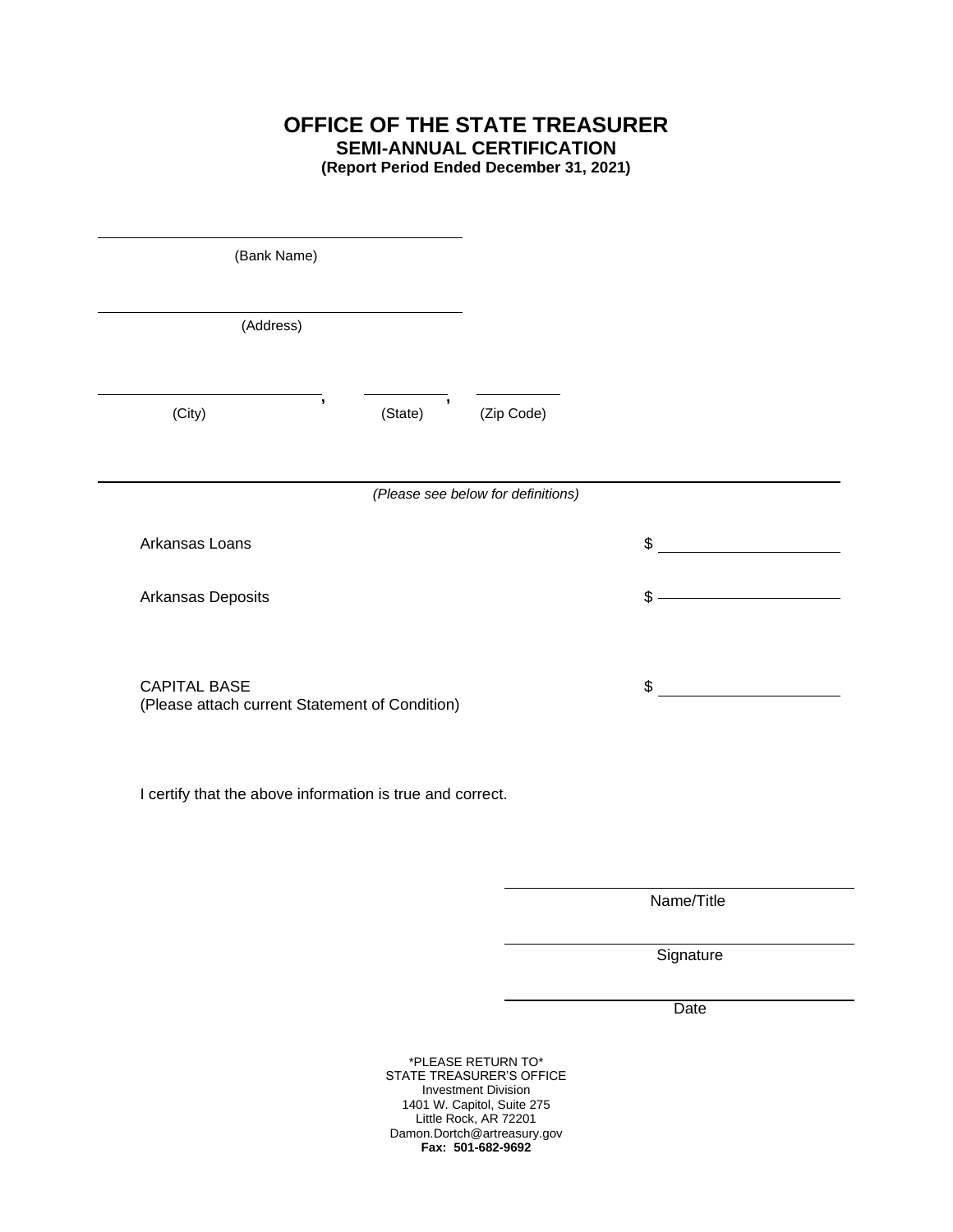# OFFICE OF THE STATE TREASURER

## SEMI-ANNUAL CERTIFICATION

**(Report Period Ended December 31, 2021)**

\_\_\_\_\_\_\_\_\_\_\_\_\_\_\_\_\_\_\_\_\_\_\_\_\_\_\_\_\_\_\_\_\_\_\_\_\_\_\_\_
(Bank Name)

\_\_\_\_\_\_\_\_\_\_\_\_\_\_\_\_\_\_\_\_\_\_\_\_\_\_\_\_\_\_\_\_\_\_\_\_\_\_\_\_
(Address)

\_\_\_\_\_\_\_\_\_\_\_\_\_\_\_\_\_\_\_\_\_\_\_\_, \_\_\_\_\_\_\_\_\_, \_\_\_\_\_\_\_\_\_
(City) (State) (Zip Code)

---

*(Please see below for definitions)*

Arkansas Loans $ \_\_\_\_\_\_\_\_\_\_\_\_\_\_\_\_\_\_\_\_

Arkansas Deposits $ \_\_\_\_\_\_\_\_\_\_\_\_\_\_\_\_\_\_\_\_

CAPITAL BASE $ \_\_\_\_\_\_\_\_\_\_\_\_\_\_\_\_\_\_\_\_
(Please attach current Statement of Condition)

I certify that the above information is true and correct.

\_\_\_\_\_\_\_\_\_\_\_\_\_\_\_\_\_\_\_\_\_\_\_\_\_\_\_\_\_\_\_\_\_\_\_\_\_\_
Name/Title

\_\_\_\_\_\_\_\_\_\_\_\_\_\_\_\_\_\_\_\_\_\_\_\_\_\_\_\_\_\_\_\_\_\_\_\_\_\_
Signature

\_\_\_\_\_\_\_\_\_\_\_\_\_\_\_\_\_\_\_\_\_\_\_\_\_\_\_\_\_\_\_\_\_\_\_\_\_\_
Date

*PLEASE RETURN TO*
STATE TREASURER'S OFFICE
Investment Division
1401 W. Capitol, Suite 275
Little Rock, AR 72201
Damon.Dortch@artreasury.gov
**Fax: 501-682-9692**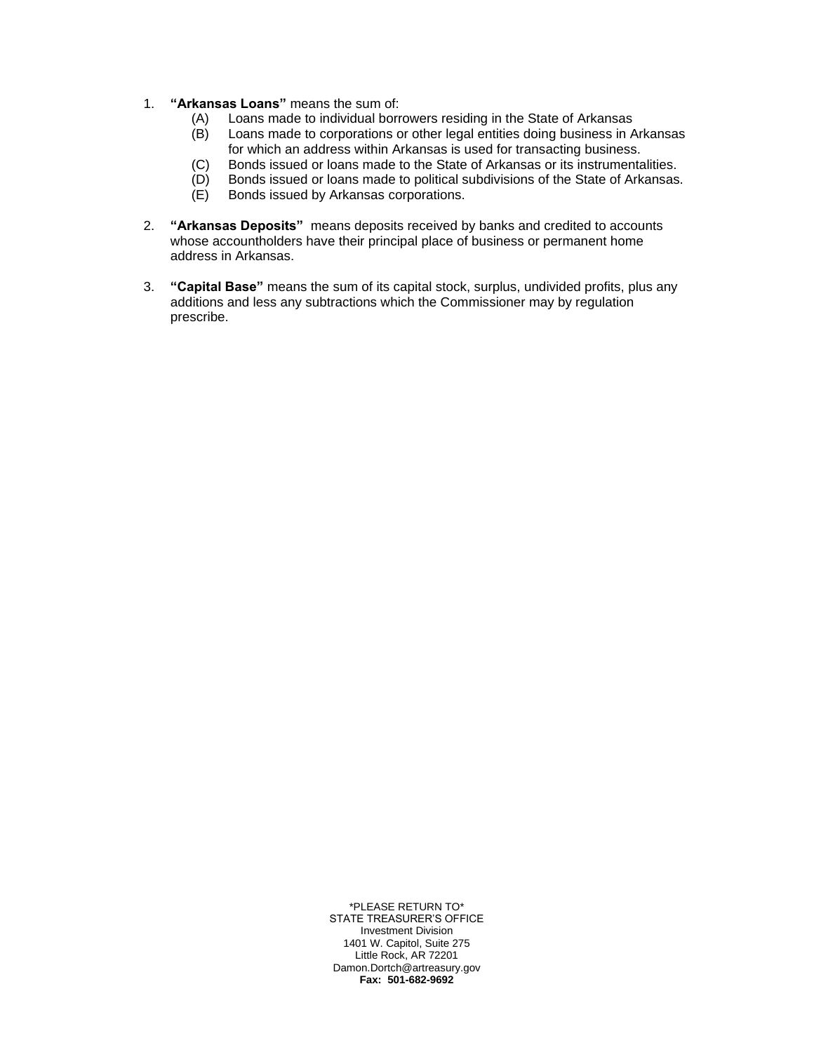1. **"Arkansas Loans"** means the sum of:
   - (A) Loans made to individual borrowers residing in the State of Arkansas
   - (B) Loans made to corporations or other legal entities doing business in Arkansas for which an address within Arkansas is used for transacting business.
   - (C) Bonds issued or loans made to the State of Arkansas or its instrumentalities.
   - (D) Bonds issued or loans made to political subdivisions of the State of Arkansas.
   - (E) Bonds issued by Arkansas corporations.

2. **"Arkansas Deposits"** means deposits received by banks and credited to accounts whose accountholders have their principal place of business or permanent home address in Arkansas.

3. **"Capital Base"** means the sum of its capital stock, surplus, undivided profits, plus any additions and less any subtractions which the Commissioner may by regulation prescribe.

*PLEASE RETURN TO*
STATE TREASURER'S OFFICE
Investment Division
1401 W. Capitol, Suite 275
Little Rock, AR 72201
Damon.Dortch@artreasury.gov
**Fax: 501-682-9692**